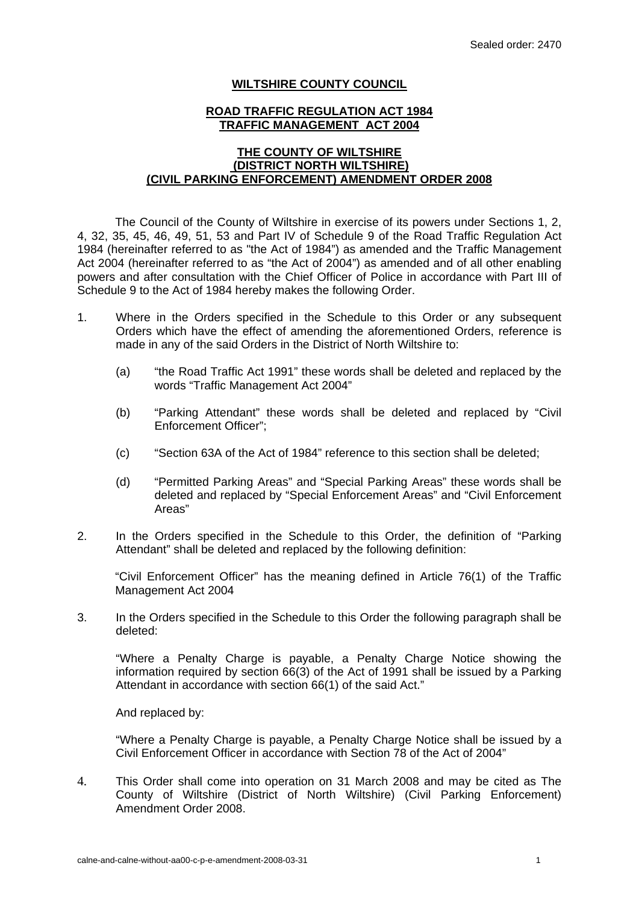Sealed order: 2470

**WILTSHIRE COUNTY COUNCIL**

**ROAD TRAFFIC REGULATION ACT 1984**
**TRAFFIC MANAGEMENT ACT 2004**

**THE COUNTY OF WILTSHIRE**
**(DISTRICT NORTH WILTSHIRE)**
**(CIVIL PARKING ENFORCEMENT) AMENDMENT ORDER 2008**

The Council of the County of Wiltshire in exercise of its powers under Sections 1, 2, 4, 32, 35, 45, 46, 49, 51, 53 and Part IV of Schedule 9 of the Road Traffic Regulation Act 1984 (hereinafter referred to as "the Act of 1984") as amended and the Traffic Management Act 2004 (hereinafter referred to as "the Act of 2004") as amended and of all other enabling powers and after consultation with the Chief Officer of Police in accordance with Part III of Schedule 9 to the Act of 1984 hereby makes the following Order.

1. Where in the Orders specified in the Schedule to this Order or any subsequent Orders which have the effect of amending the aforementioned Orders, reference is made in any of the said Orders in the District of North Wiltshire to:

    (a) "the Road Traffic Act 1991" these words shall be deleted and replaced by the words "Traffic Management Act 2004"

    (b) "Parking Attendant" these words shall be deleted and replaced by "Civil Enforcement Officer";

    (c) "Section 63A of the Act of 1984" reference to this section shall be deleted;

    (d) "Permitted Parking Areas" and "Special Parking Areas" these words shall be deleted and replaced by "Special Enforcement Areas" and "Civil Enforcement Areas"

2. In the Orders specified in the Schedule to this Order, the definition of "Parking Attendant" shall be deleted and replaced by the following definition:

    "Civil Enforcement Officer" has the meaning defined in Article 76(1) of the Traffic Management Act 2004

3. In the Orders specified in the Schedule to this Order the following paragraph shall be deleted:

    "Where a Penalty Charge is payable, a Penalty Charge Notice showing the information required by section 66(3) of the Act of 1991 shall be issued by a Parking Attendant in accordance with section 66(1) of the said Act."

    And replaced by:

    "Where a Penalty Charge is payable, a Penalty Charge Notice shall be issued by a Civil Enforcement Officer in accordance with Section 78 of the Act of 2004"

4. This Order shall come into operation on 31 March 2008 and may be cited as The County of Wiltshire (District of North Wiltshire) (Civil Parking Enforcement) Amendment Order 2008.

calne-and-calne-without-aa00-c-p-e-amendment-2008-03-31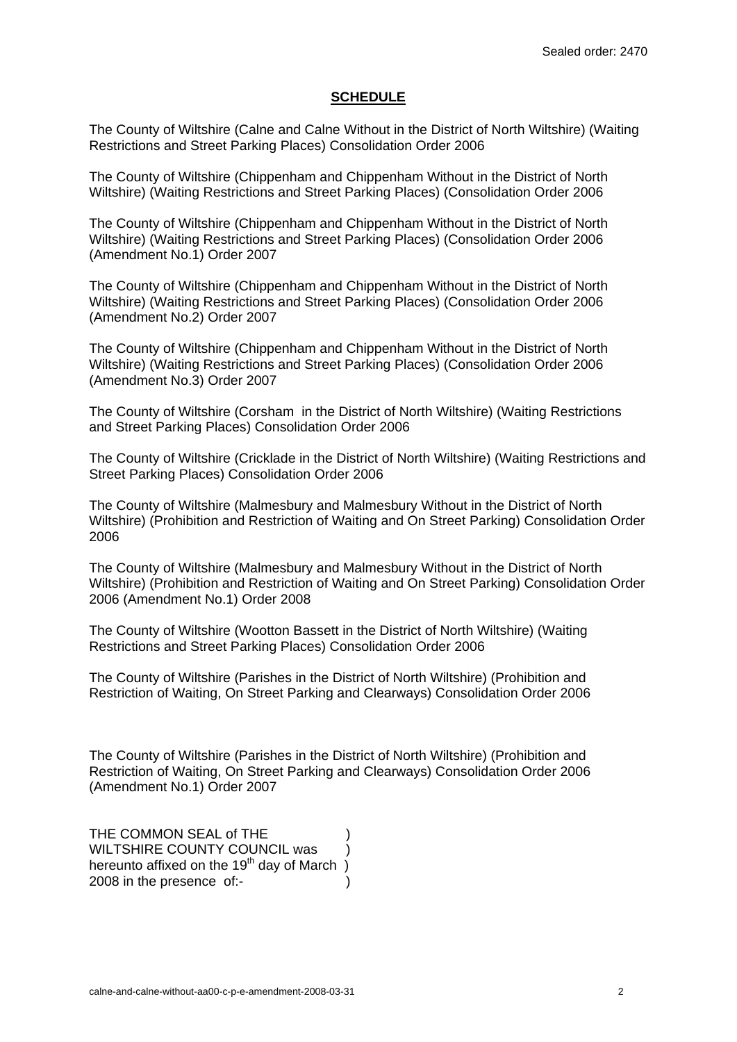Sealed order: 2470

## SCHEDULE

The County of Wiltshire (Calne and Calne Without in the District of North Wiltshire) (Waiting Restrictions and Street Parking Places) Consolidation Order 2006

The County of Wiltshire (Chippenham and Chippenham Without in the District of North Wiltshire) (Waiting Restrictions and Street Parking Places) (Consolidation Order 2006

The County of Wiltshire (Chippenham and Chippenham Without in the District of North Wiltshire) (Waiting Restrictions and Street Parking Places) (Consolidation Order 2006 (Amendment No.1) Order 2007

The County of Wiltshire (Chippenham and Chippenham Without in the District of North Wiltshire) (Waiting Restrictions and Street Parking Places) (Consolidation Order 2006 (Amendment No.2) Order 2007

The County of Wiltshire (Chippenham and Chippenham Without in the District of North Wiltshire) (Waiting Restrictions and Street Parking Places) (Consolidation Order 2006 (Amendment No.3) Order 2007

The County of Wiltshire (Corsham in the District of North Wiltshire) (Waiting Restrictions and Street Parking Places) Consolidation Order 2006

The County of Wiltshire (Cricklade in the District of North Wiltshire) (Waiting Restrictions and Street Parking Places) Consolidation Order 2006

The County of Wiltshire (Malmesbury and Malmesbury Without in the District of North Wiltshire) (Prohibition and Restriction of Waiting and On Street Parking) Consolidation Order 2006

The County of Wiltshire (Malmesbury and Malmesbury Without in the District of North Wiltshire) (Prohibition and Restriction of Waiting and On Street Parking) Consolidation Order 2006 (Amendment No.1) Order 2008

The County of Wiltshire (Wootton Bassett in the District of North Wiltshire) (Waiting Restrictions and Street Parking Places) Consolidation Order 2006

The County of Wiltshire (Parishes in the District of North Wiltshire) (Prohibition and Restriction of Waiting, On Street Parking and Clearways) Consolidation Order 2006

The County of Wiltshire (Parishes in the District of North Wiltshire) (Prohibition and Restriction of Waiting, On Street Parking and Clearways) Consolidation Order 2006 (Amendment No.1) Order 2007

THE COMMON SEAL of THE )
WILTSHIRE COUNTY COUNCIL was )
hereunto affixed on the 19th day of March )
2008 in the presence of:- )

calne-and-calne-without-aa00-c-p-e-amendment-2008-03-31